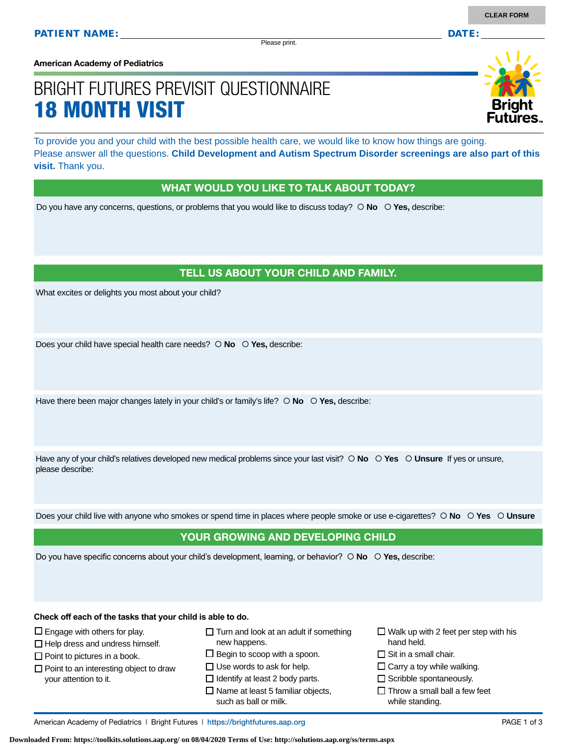**PATIENT NAME:** ______________________________ **DATE:** __________

Please print.

American Academy of Pediatrics

# BRIGHT FUTURES PREVISIT QUESTIONNAIRE
# 18 MONTH VISIT

To provide you and your child with the best possible health care, we would like to know how things are going. Please answer all the questions. **Child Development and Autism Spectrum Disorder screenings are also part of this visit.** Thank you.

## WHAT WOULD YOU LIKE TO TALK ABOUT TODAY?

Do you have any concerns, questions, or problems that you would like to discuss today? ○ **No** ○ **Yes,** describe:

## TELL US ABOUT YOUR CHILD AND FAMILY.

What excites or delights you most about your child?

Does your child have special health care needs? ○ **No** ○ **Yes,** describe:

Have there been major changes lately in your child's or family's life? ○ **No** ○ **Yes,** describe:

Have any of your child's relatives developed new medical problems since your last visit? ○ **No** ○ **Yes** ○ **Unsure** If yes or unsure, please describe:

Does your child live with anyone who smokes or spend time in places where people smoke or use e-cigarettes? ○ **No** ○ **Yes** ○ **Unsure**

## YOUR GROWING AND DEVELOPING CHILD

Do you have specific concerns about your child's development, learning, or behavior? ○ **No** ○ **Yes,** describe:

**Check off each of the tasks that your child is able to do.**

- ☐ Engage with others for play.
- ☐ Help dress and undress himself.
- ☐ Point to pictures in a book.
- ☐ Point to an interesting object to draw your attention to it.
- ☐ Turn and look at an adult if something new happens.
- ☐ Begin to scoop with a spoon.
- ☐ Use words to ask for help.
- ☐ Identify at least 2 body parts.
- ☐ Name at least 5 familiar objects, such as ball or milk.
- ☐ Walk up with 2 feet per step with his hand held.
- ☐ Sit in a small chair.
- ☐ Carry a toy while walking.
- ☐ Scribble spontaneously.
- ☐ Throw a small ball a few feet while standing.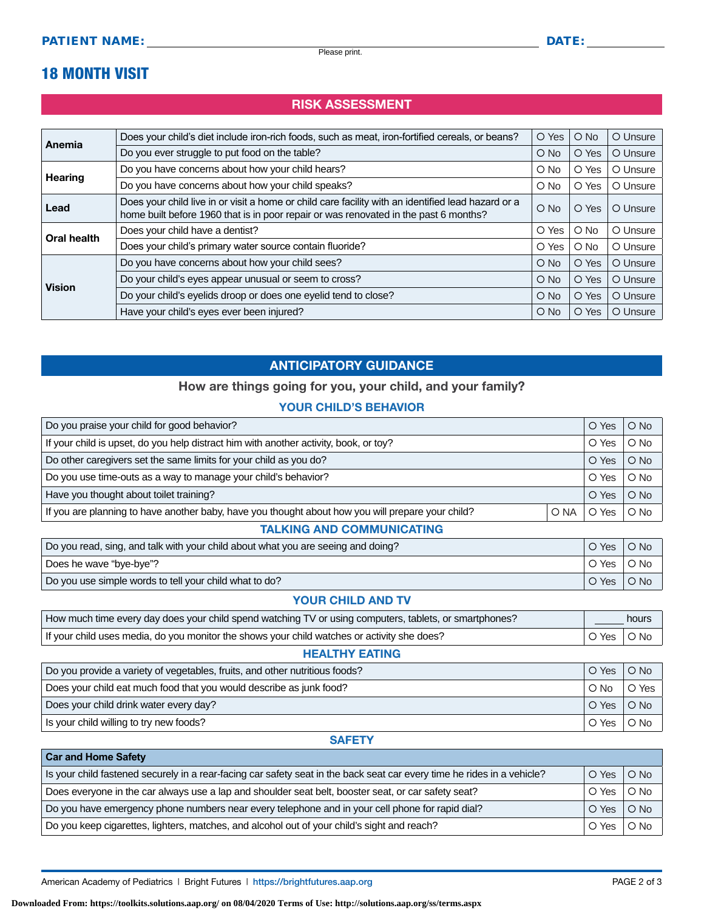**PATIENT NAME:** ______________________ **DATE:** ________

Please print.

# 18 MONTH VISIT

## RISK ASSESSMENT

| | | | | |
|---|---|---|---|---|
| **Anemia** | Does your child's diet include iron-rich foods, such as meat, iron-fortified cereals, or beans? | O Yes | O No | O Unsure |
| | Do you ever struggle to put food on the table? | O No | O Yes | O Unsure |
| **Hearing** | Do you have concerns about how your child hears? | O No | O Yes | O Unsure |
| | Do you have concerns about how your child speaks? | O No | O Yes | O Unsure |
| **Lead** | Does your child live in or visit a home or child care facility with an identified lead hazard or a home built before 1960 that is in poor repair or was renovated in the past 6 months? | O No | O Yes | O Unsure |
| **Oral health** | Does your child have a dentist? | O Yes | O No | O Unsure |
| | Does your child's primary water source contain fluoride? | O Yes | O No | O Unsure |
| **Vision** | Do you have concerns about how your child sees? | O No | O Yes | O Unsure |
| | Do your child's eyes appear unusual or seem to cross? | O No | O Yes | O Unsure |
| | Do your child's eyelids droop or does one eyelid tend to close? | O No | O Yes | O Unsure |
| | Have your child's eyes ever been injured? | O No | O Yes | O Unsure |

## ANTICIPATORY GUIDANCE

**How are things going for you, your child, and your family?**

### YOUR CHILD'S BEHAVIOR

| | | | |
|---|---|---|---|
| Do you praise your child for good behavior? | | O Yes | O No |
| If your child is upset, do you help distract him with another activity, book, or toy? | | O Yes | O No |
| Do other caregivers set the same limits for your child as you do? | | O Yes | O No |
| Do you use time-outs as a way to manage your child's behavior? | | O Yes | O No |
| Have you thought about toilet training? | | O Yes | O No |
| If you are planning to have another baby, have you thought about how you will prepare your child? | O NA | O Yes | O No |

### TALKING AND COMMUNICATING

| | | |
|---|---|---|
| Do you read, sing, and talk with your child about what you are seeing and doing? | O Yes | O No |
| Does he wave "bye-bye"? | O Yes | O No |
| Do you use simple words to tell your child what to do? | O Yes | O No |

### YOUR CHILD AND TV

| | | |
|---|---|---|
| How much time every day does your child spend watching TV or using computers, tablets, or smartphones? | _____ hours | |
| If your child uses media, do you monitor the shows your child watches or activity she does? | O Yes | O No |

### HEALTHY EATING

| | | |
|---|---|---|
| Do you provide a variety of vegetables, fruits, and other nutritious foods? | O Yes | O No |
| Does your child eat much food that you would describe as junk food? | O No | O Yes |
| Does your child drink water every day? | O Yes | O No |
| Is your child willing to try new foods? | O Yes | O No |

### SAFETY

| **Car and Home Safety** | | |
|---|---|---|
| Is your child fastened securely in a rear-facing car safety seat in the back seat car every time he rides in a vehicle? | O Yes | O No |
| Does everyone in the car always use a lap and shoulder seat belt, booster seat, or car safety seat? | O Yes | O No |
| Do you have emergency phone numbers near every telephone and in your cell phone for rapid dial? | O Yes | O No |
| Do you keep cigarettes, lighters, matches, and alcohol out of your child's sight and reach? | O Yes | O No |

American Academy of Pediatrics | Bright Futures | https://brightfutures.aap.org

Downloaded From: https://toolkits.solutions.aap.org/ on 08/04/2020 Terms of Use: http://solutions.aap.org/ss/terms.aspx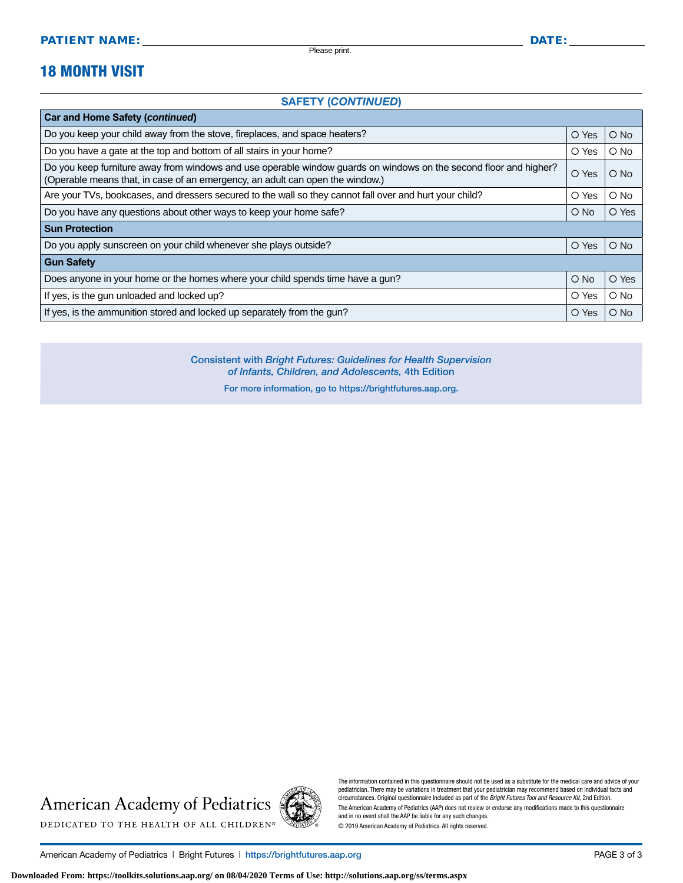**PATIENT NAME:** ______________________________ **DATE:** __________

Please print.

# 18 MONTH VISIT

## SAFETY (*CONTINUED*)

| **Car and Home Safety (*continued*)** | | |
|---|---|---|
| Do you keep your child away from the stove, fireplaces, and space heaters? | ○ Yes | ○ No |
| Do you have a gate at the top and bottom of all stairs in your home? | ○ Yes | ○ No |
| Do you keep furniture away from windows and use operable window guards on windows on the second floor and higher? (Operable means that, in case of an emergency, an adult can open the window.) | ○ Yes | ○ No |
| Are your TVs, bookcases, and dressers secured to the wall so they cannot fall over and hurt your child? | ○ Yes | ○ No |
| Do you have any questions about other ways to keep your home safe? | ○ No | ○ Yes |
| **Sun Protection** | | |
| Do you apply sunscreen on your child whenever she plays outside? | ○ Yes | ○ No |
| **Gun Safety** | | |
| Does anyone in your home or the homes where your child spends time have a gun? | ○ No | ○ Yes |
| If yes, is the gun unloaded and locked up? | ○ Yes | ○ No |
| If yes, is the ammunition stored and locked up separately from the gun? | ○ Yes | ○ No |

Consistent with *Bright Futures: Guidelines for Health Supervision of Infants, Children, and Adolescents,* 4th Edition

For more information, go to https://brightfutures.aap.org.

American Academy of Pediatrics
DEDICATED TO THE HEALTH OF ALL CHILDREN®

The information contained in this questionnaire should not be used as a substitute for the medical care and advice of your pediatrician. There may be variations in treatment that your pediatrician may recommend based on individual facts and circumstances. Original questionnaire included as part of the *Bright Futures Tool and Resource Kit,* 2nd Edition.

The American Academy of Pediatrics (AAP) does not review or endorse any modifications made to this questionnaire and in no event shall the AAP be liable for any such changes.

© 2019 American Academy of Pediatrics. All rights reserved.

Downloaded From: https://toolkits.solutions.aap.org/ on 08/04/2020 Terms of Use: http://solutions.aap.org/ss/terms.aspx